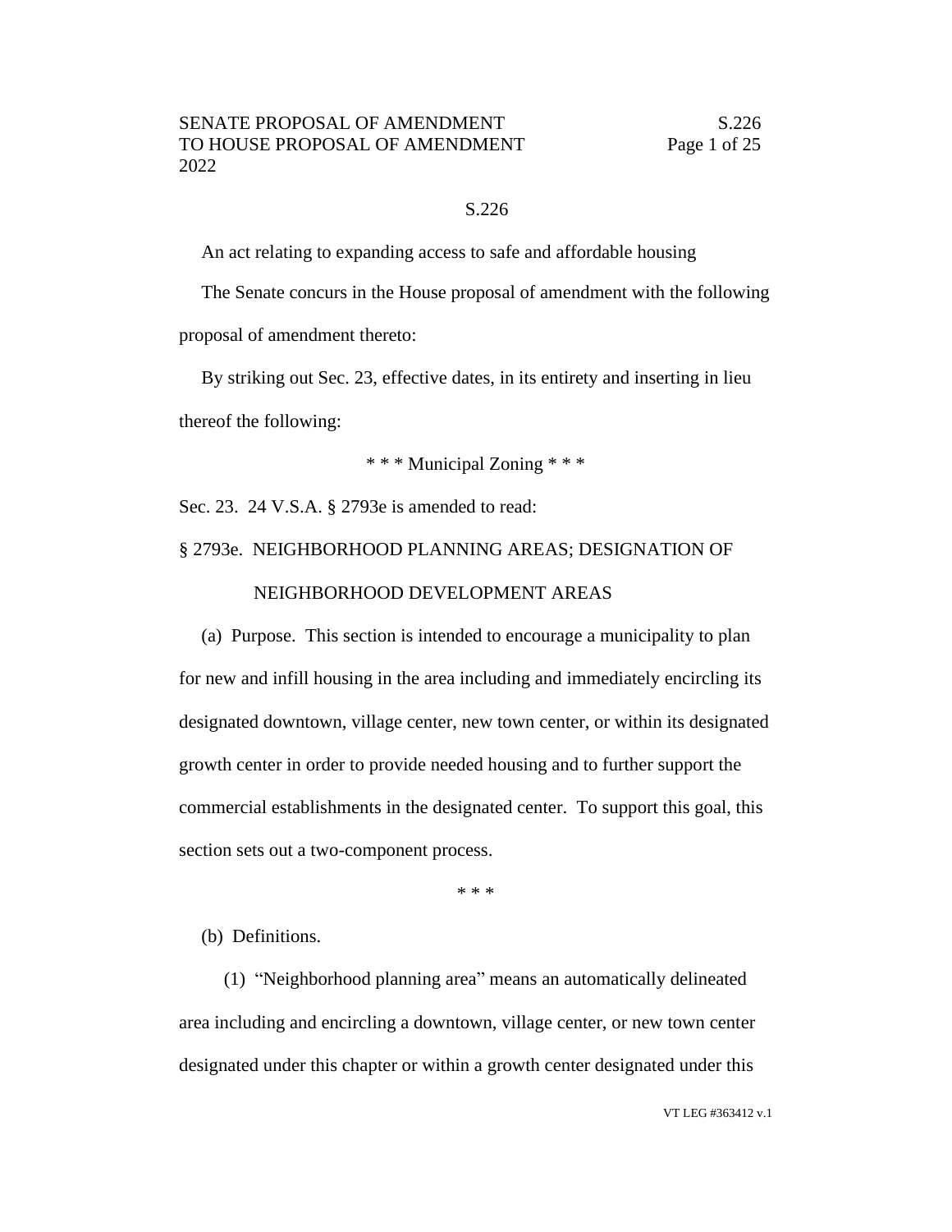S.226

An act relating to expanding access to safe and affordable housing

The Senate concurs in the House proposal of amendment with the following proposal of amendment thereto:

By striking out Sec. 23, effective dates, in its entirety and inserting in lieu thereof the following:

\* \* \* Municipal Zoning \* \* \*

Sec. 23. 24 V.S.A. § 2793e is amended to read:

§ 2793e. NEIGHBORHOOD PLANNING AREAS; DESIGNATION OF NEIGHBORHOOD DEVELOPMENT AREAS

(a) Purpose. This section is intended to encourage a municipality to plan for new and infill housing in the area including and immediately encircling its designated downtown, village center, new town center, or within its designated growth center in order to provide needed housing and to further support the commercial establishments in the designated center. To support this goal, this section sets out a two-component process.

\* \* \*

(b) Definitions.

(1) "Neighborhood planning area" means an automatically delineated area including and encircling a downtown, village center, or new town center designated under this chapter or within a growth center designated under this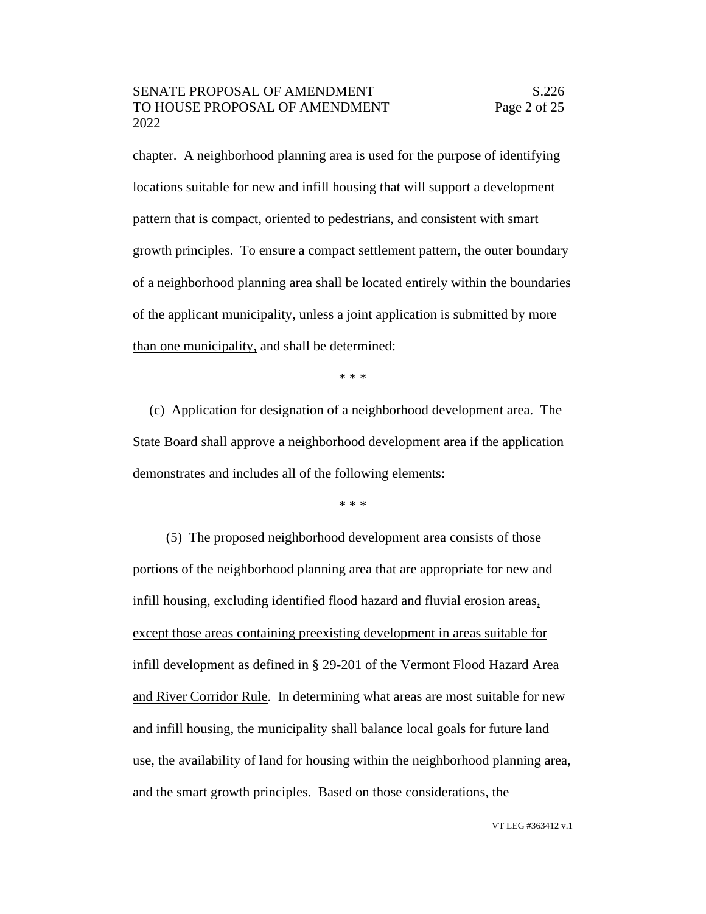chapter. A neighborhood planning area is used for the purpose of identifying locations suitable for new and infill housing that will support a development pattern that is compact, oriented to pedestrians, and consistent with smart growth principles. To ensure a compact settlement pattern, the outer boundary of a neighborhood planning area shall be located entirely within the boundaries of the applicant municipality, unless a joint application is submitted by more than one municipality, and shall be determined:

\* \* \*

(c) Application for designation of a neighborhood development area. The State Board shall approve a neighborhood development area if the application demonstrates and includes all of the following elements:

\* \* \*

(5) The proposed neighborhood development area consists of those portions of the neighborhood planning area that are appropriate for new and infill housing, excluding identified flood hazard and fluvial erosion areas, except those areas containing preexisting development in areas suitable for infill development as defined in § 29-201 of the Vermont Flood Hazard Area and River Corridor Rule. In determining what areas are most suitable for new and infill housing, the municipality shall balance local goals for future land use, the availability of land for housing within the neighborhood planning area, and the smart growth principles. Based on those considerations, the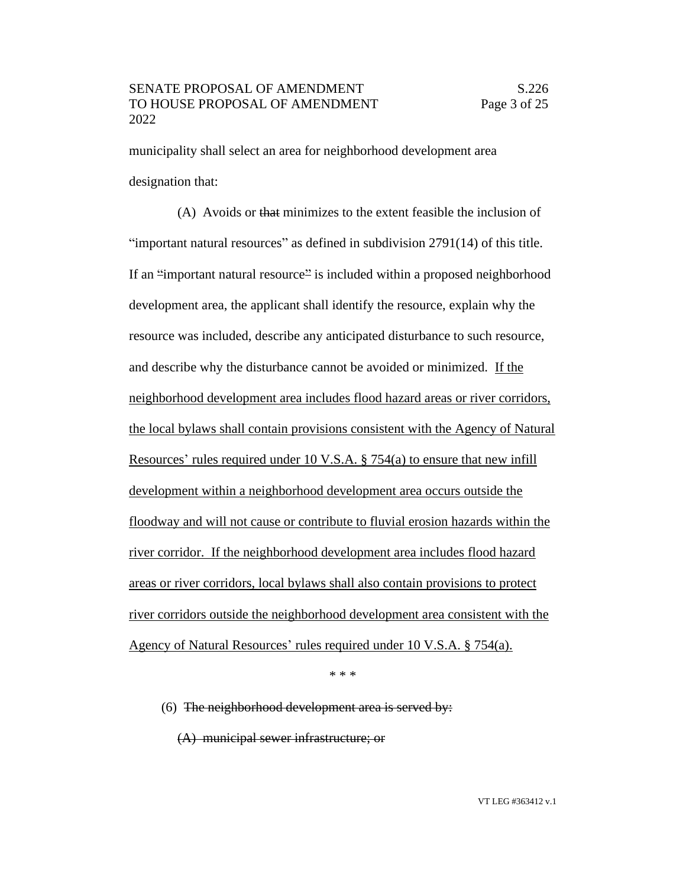municipality shall select an area for neighborhood development area designation that:

(A) Avoids or ~~that~~ minimizes to the extent feasible the inclusion of "important natural resources" as defined in subdivision 2791(14) of this title. If an ~~"~~important natural resource~~"~~ is included within a proposed neighborhood development area, the applicant shall identify the resource, explain why the resource was included, describe any anticipated disturbance to such resource, and describe why the disturbance cannot be avoided or minimized. <u>If the neighborhood development area includes flood hazard areas or river corridors, the local bylaws shall contain provisions consistent with the Agency of Natural Resources' rules required under 10 V.S.A. § 754(a) to ensure that new infill development within a neighborhood development area occurs outside the floodway and will not cause or contribute to fluvial erosion hazards within the river corridor. If the neighborhood development area includes flood hazard areas or river corridors, local bylaws shall also contain provisions to protect river corridors outside the neighborhood development area consistent with the Agency of Natural Resources' rules required under 10 V.S.A. § 754(a).</u>

\* \* \*

(6) ~~The neighborhood development area is served by:~~

~~(A) municipal sewer infrastructure; or~~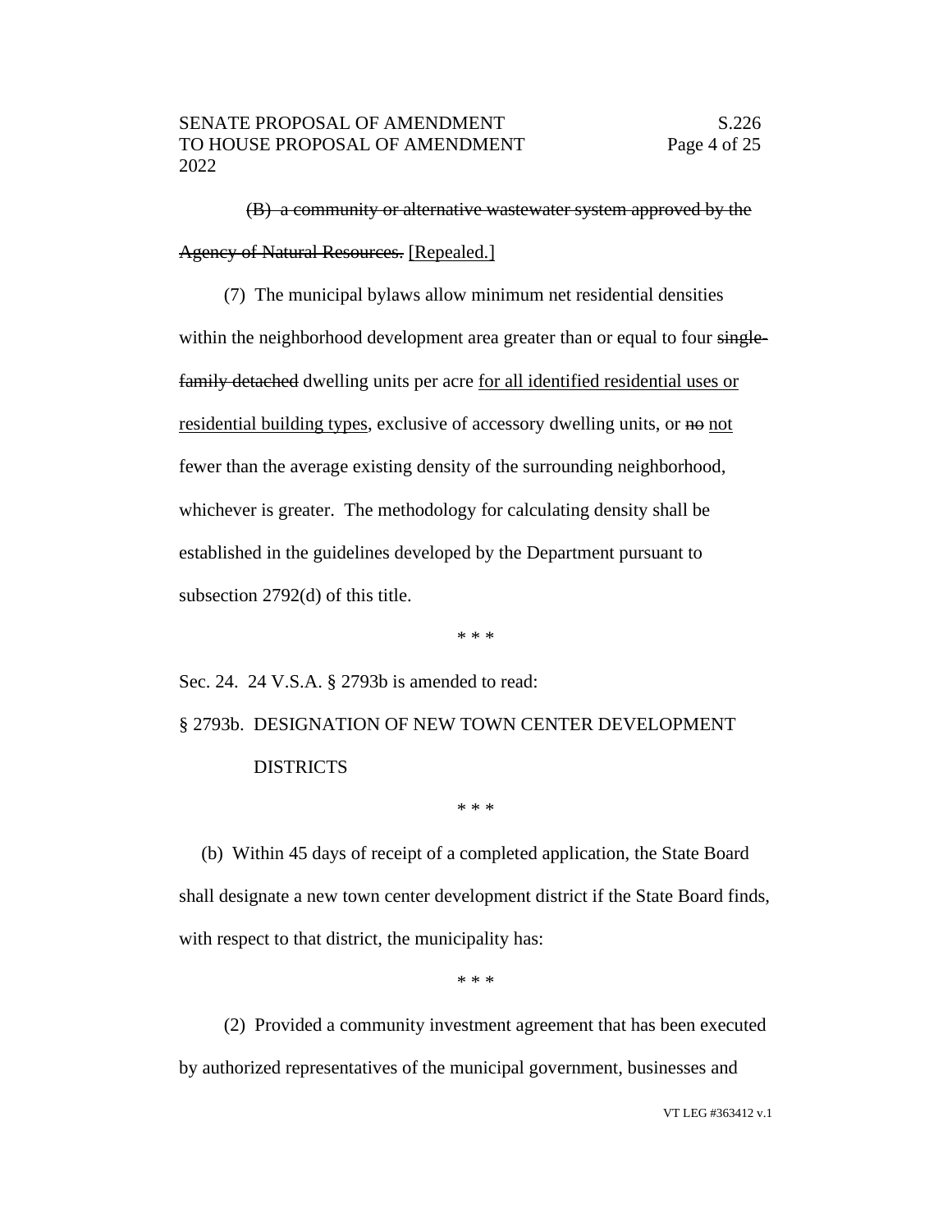(B) ~~a community or alternative wastewater system approved by the Agency of Natural Resources.~~ [Repealed.]

(7) The municipal bylaws allow minimum net residential densities within the neighborhood development area greater than or equal to four ~~single-family detached~~ dwelling units per acre for all identified residential uses or residential building types, exclusive of accessory dwelling units, or ~~no~~ not fewer than the average existing density of the surrounding neighborhood, whichever is greater. The methodology for calculating density shall be established in the guidelines developed by the Department pursuant to subsection 2792(d) of this title.

\* \* \*

Sec. 24. 24 V.S.A. § 2793b is amended to read:

§ 2793b. DESIGNATION OF NEW TOWN CENTER DEVELOPMENT DISTRICTS

\* \* \*

(b) Within 45 days of receipt of a completed application, the State Board shall designate a new town center development district if the State Board finds, with respect to that district, the municipality has:

\* \* \*

(2) Provided a community investment agreement that has been executed by authorized representatives of the municipal government, businesses and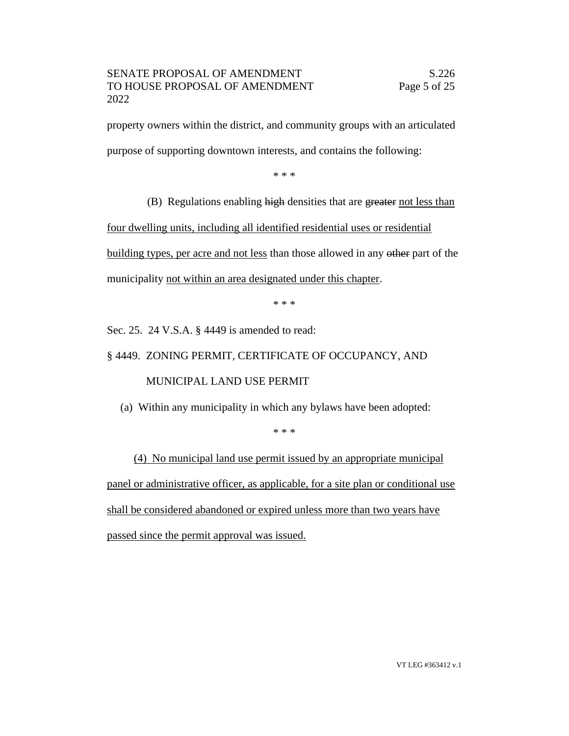property owners within the district, and community groups with an articulated purpose of supporting downtown interests, and contains the following:

\* \* \*

(B) Regulations enabling ~~high~~ densities that are ~~greater~~ <u>not less than four dwelling units, including all identified residential uses or residential building types, per acre and not less</u> than those allowed in any ~~other~~ part of the municipality <u>not within an area designated under this chapter</u>.

\* \* \*

Sec. 25. 24 V.S.A. § 4449 is amended to read:

§ 4449. ZONING PERMIT, CERTIFICATE OF OCCUPANCY, AND MUNICIPAL LAND USE PERMIT

(a) Within any municipality in which any bylaws have been adopted:

\* \* \*

<u>(4) No municipal land use permit issued by an appropriate municipal panel or administrative officer, as applicable, for a site plan or conditional use shall be considered abandoned or expired unless more than two years have passed since the permit approval was issued.</u>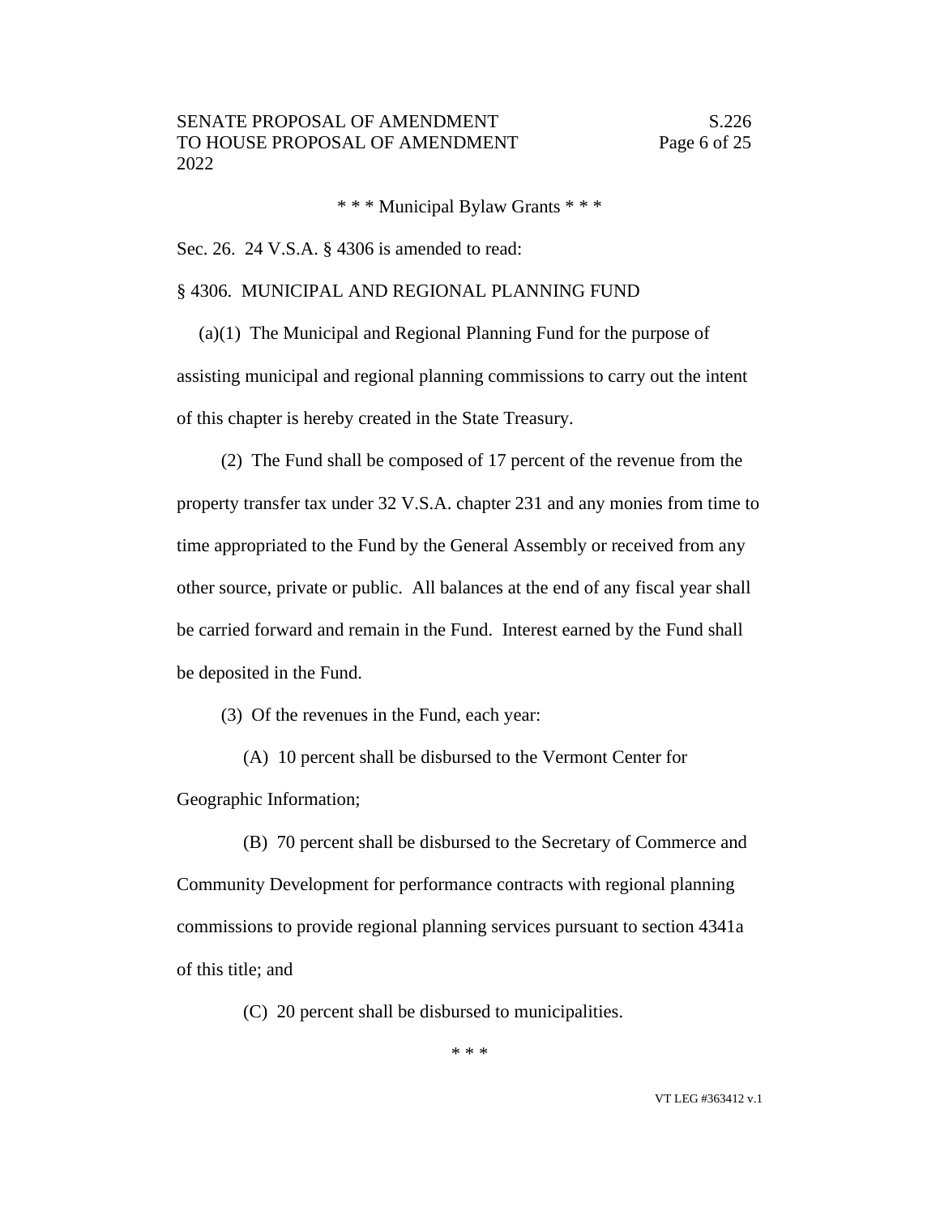\* \* \* Municipal Bylaw Grants \* \* \*

Sec. 26. 24 V.S.A. § 4306 is amended to read:

§ 4306. MUNICIPAL AND REGIONAL PLANNING FUND

(a)(1) The Municipal and Regional Planning Fund for the purpose of assisting municipal and regional planning commissions to carry out the intent of this chapter is hereby created in the State Treasury.

(2) The Fund shall be composed of 17 percent of the revenue from the property transfer tax under 32 V.S.A. chapter 231 and any monies from time to time appropriated to the Fund by the General Assembly or received from any other source, private or public. All balances at the end of any fiscal year shall be carried forward and remain in the Fund. Interest earned by the Fund shall be deposited in the Fund.

(3) Of the revenues in the Fund, each year:

(A) 10 percent shall be disbursed to the Vermont Center for Geographic Information;

(B) 70 percent shall be disbursed to the Secretary of Commerce and Community Development for performance contracts with regional planning commissions to provide regional planning services pursuant to section 4341a of this title; and

(C) 20 percent shall be disbursed to municipalities.

\* \* \*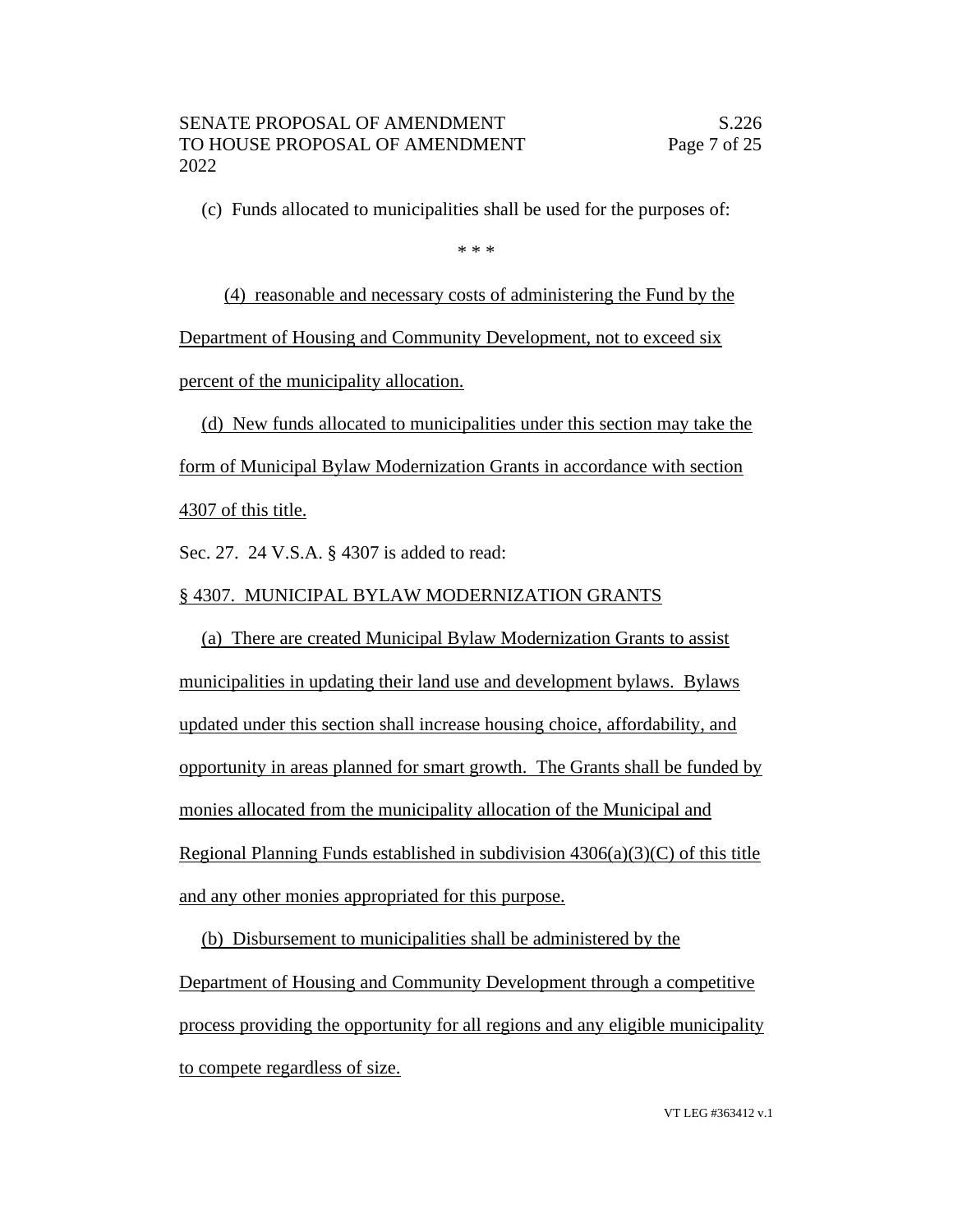(c) Funds allocated to municipalities shall be used for the purposes of:

\* \* \*

(4) reasonable and necessary costs of administering the Fund by the Department of Housing and Community Development, not to exceed six percent of the municipality allocation.

(d) New funds allocated to municipalities under this section may take the form of Municipal Bylaw Modernization Grants in accordance with section 4307 of this title.

Sec. 27. 24 V.S.A. § 4307 is added to read:

§ 4307. MUNICIPAL BYLAW MODERNIZATION GRANTS

(a) There are created Municipal Bylaw Modernization Grants to assist municipalities in updating their land use and development bylaws. Bylaws updated under this section shall increase housing choice, affordability, and opportunity in areas planned for smart growth. The Grants shall be funded by monies allocated from the municipality allocation of the Municipal and Regional Planning Funds established in subdivision 4306(a)(3)(C) of this title and any other monies appropriated for this purpose.

(b) Disbursement to municipalities shall be administered by the Department of Housing and Community Development through a competitive process providing the opportunity for all regions and any eligible municipality to compete regardless of size.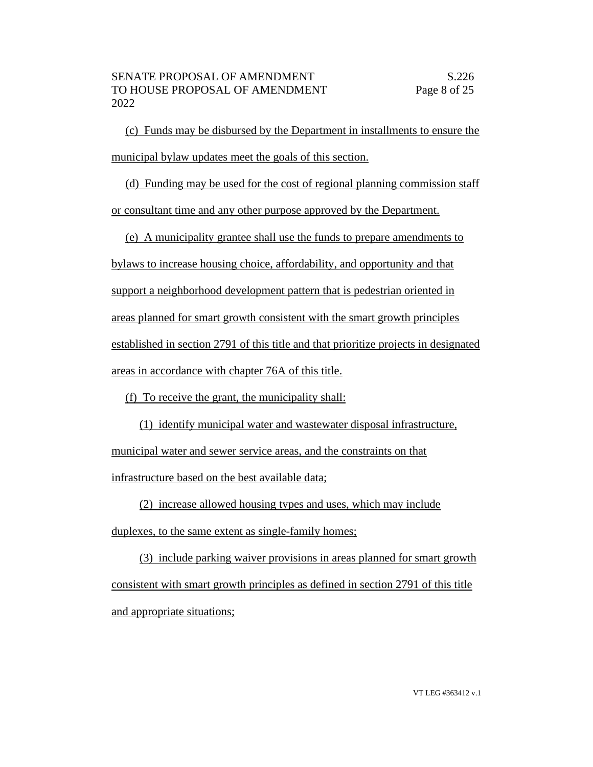(c) Funds may be disbursed by the Department in installments to ensure the municipal bylaw updates meet the goals of this section.

(d) Funding may be used for the cost of regional planning commission staff or consultant time and any other purpose approved by the Department.

(e) A municipality grantee shall use the funds to prepare amendments to bylaws to increase housing choice, affordability, and opportunity and that support a neighborhood development pattern that is pedestrian oriented in areas planned for smart growth consistent with the smart growth principles established in section 2791 of this title and that prioritize projects in designated areas in accordance with chapter 76A of this title.

(f) To receive the grant, the municipality shall:

(1) identify municipal water and wastewater disposal infrastructure, municipal water and sewer service areas, and the constraints on that infrastructure based on the best available data;

(2) increase allowed housing types and uses, which may include duplexes, to the same extent as single-family homes;

(3) include parking waiver provisions in areas planned for smart growth consistent with smart growth principles as defined in section 2791 of this title and appropriate situations;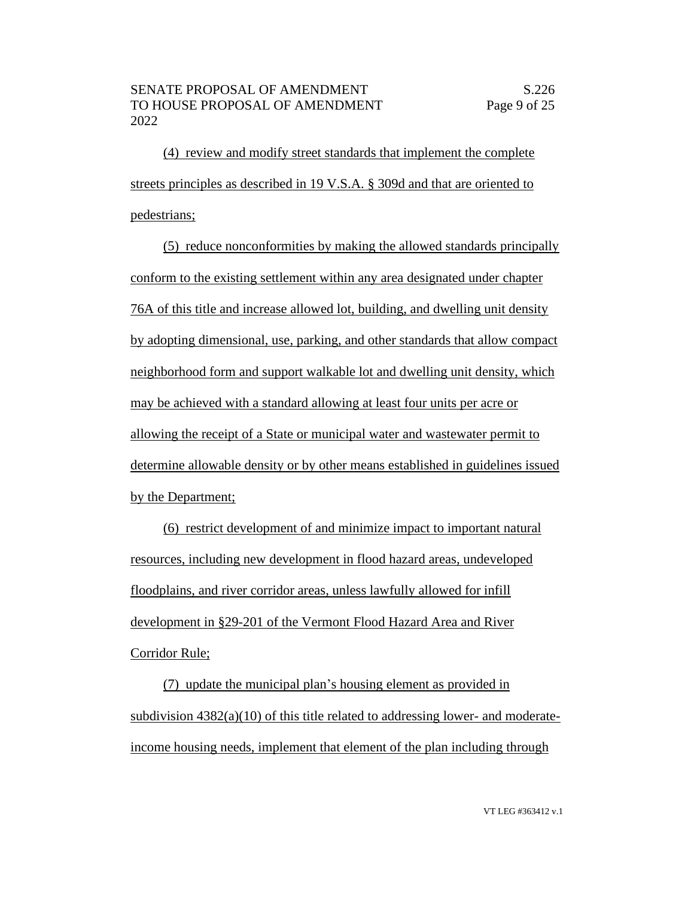(4) review and modify street standards that implement the complete streets principles as described in 19 V.S.A. § 309d and that are oriented to pedestrians;

(5) reduce nonconformities by making the allowed standards principally conform to the existing settlement within any area designated under chapter 76A of this title and increase allowed lot, building, and dwelling unit density by adopting dimensional, use, parking, and other standards that allow compact neighborhood form and support walkable lot and dwelling unit density, which may be achieved with a standard allowing at least four units per acre or allowing the receipt of a State or municipal water and wastewater permit to determine allowable density or by other means established in guidelines issued by the Department;

(6) restrict development of and minimize impact to important natural resources, including new development in flood hazard areas, undeveloped floodplains, and river corridor areas, unless lawfully allowed for infill development in §29-201 of the Vermont Flood Hazard Area and River Corridor Rule;

(7) update the municipal plan's housing element as provided in subdivision 4382(a)(10) of this title related to addressing lower- and moderate-income housing needs, implement that element of the plan including through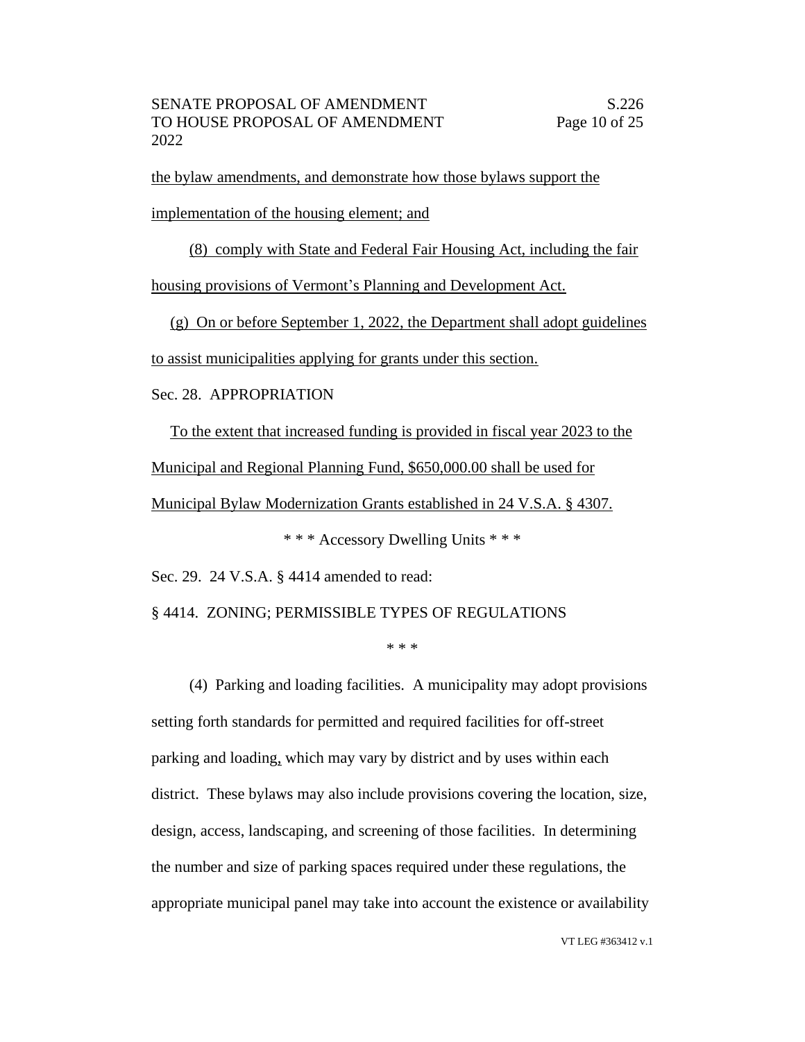the bylaw amendments, and demonstrate how those bylaws support the implementation of the housing element; and

(8) comply with State and Federal Fair Housing Act, including the fair housing provisions of Vermont's Planning and Development Act.

(g) On or before September 1, 2022, the Department shall adopt guidelines to assist municipalities applying for grants under this section.

Sec. 28. APPROPRIATION

To the extent that increased funding is provided in fiscal year 2023 to the Municipal and Regional Planning Fund, $650,000.00 shall be used for Municipal Bylaw Modernization Grants established in 24 V.S.A. § 4307.

\* \* \* Accessory Dwelling Units \* \* \*

Sec. 29. 24 V.S.A. § 4414 amended to read:

§ 4414. ZONING; PERMISSIBLE TYPES OF REGULATIONS

\* \* \*

(4) Parking and loading facilities. A municipality may adopt provisions setting forth standards for permitted and required facilities for off-street parking and loading, which may vary by district and by uses within each district. These bylaws may also include provisions covering the location, size, design, access, landscaping, and screening of those facilities. In determining the number and size of parking spaces required under these regulations, the appropriate municipal panel may take into account the existence or availability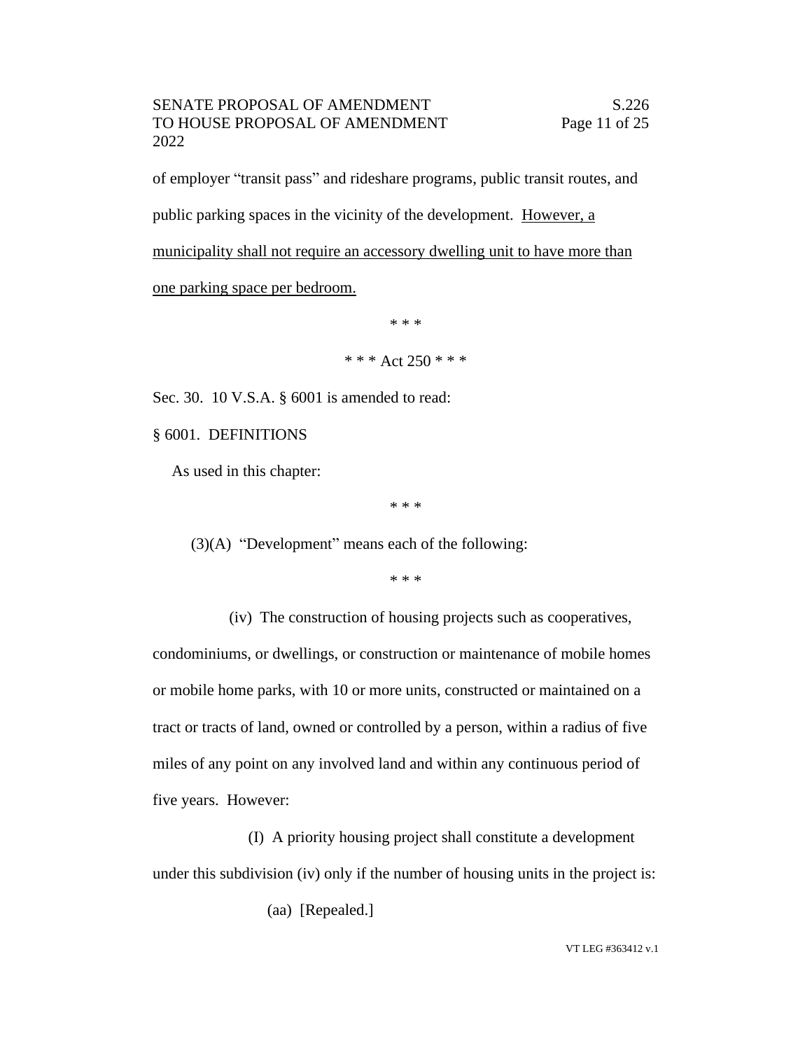of employer "transit pass" and rideshare programs, public transit routes, and public parking spaces in the vicinity of the development. <u>However, a municipality shall not require an accessory dwelling unit to have more than one parking space per bedroom.</u>

\* \* \*

\* \* \* Act 250 \* \* \*

Sec. 30. 10 V.S.A. § 6001 is amended to read:

§ 6001. DEFINITIONS

As used in this chapter:

\* \* \*

(3)(A) "Development" means each of the following:

\* \* \*

(iv) The construction of housing projects such as cooperatives, condominiums, or dwellings, or construction or maintenance of mobile homes or mobile home parks, with 10 or more units, constructed or maintained on a tract or tracts of land, owned or controlled by a person, within a radius of five miles of any point on any involved land and within any continuous period of five years. However:

(I) A priority housing project shall constitute a development under this subdivision (iv) only if the number of housing units in the project is:

(aa) [Repealed.]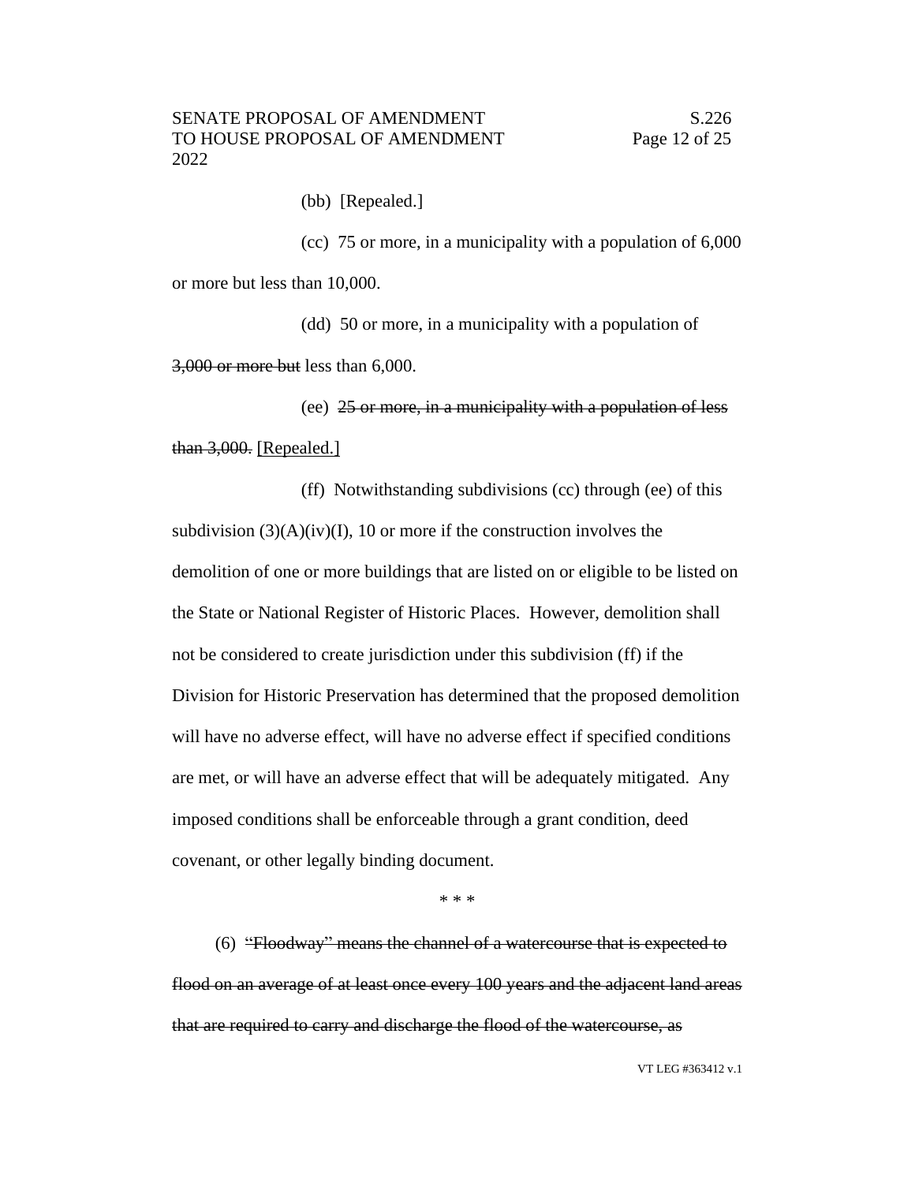(bb) [Repealed.]

(cc) 75 or more, in a municipality with a population of 6,000 or more but less than 10,000.

(dd) 50 or more, in a municipality with a population of ~~3,000 or more but~~ less than 6,000.

(ee) ~~25 or more, in a municipality with a population of less than 3,000.~~ <u>[Repealed.]</u>

(ff) Notwithstanding subdivisions (cc) through (ee) of this subdivision (3)(A)(iv)(I), 10 or more if the construction involves the demolition of one or more buildings that are listed on or eligible to be listed on the State or National Register of Historic Places. However, demolition shall not be considered to create jurisdiction under this subdivision (ff) if the Division for Historic Preservation has determined that the proposed demolition will have no adverse effect, will have no adverse effect if specified conditions are met, or will have an adverse effect that will be adequately mitigated. Any imposed conditions shall be enforceable through a grant condition, deed covenant, or other legally binding document.

\* \* \*

(6) ~~"Floodway" means the channel of a watercourse that is expected to flood on an average of at least once every 100 years and the adjacent land areas that are required to carry and discharge the flood of the watercourse, as~~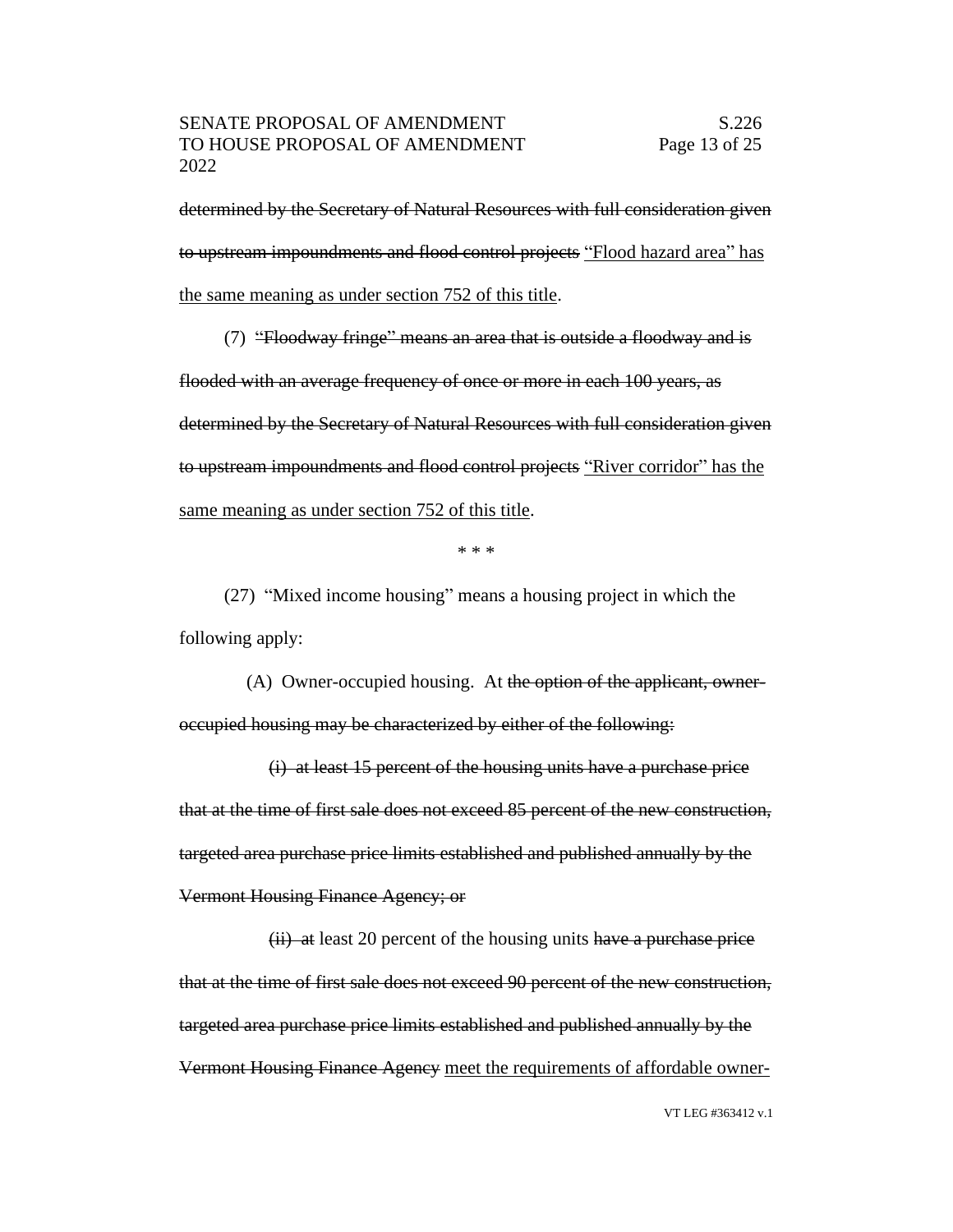~~determined by the Secretary of Natural Resources with full consideration given to upstream impoundments and flood control projects~~ <u>"Flood hazard area" has the same meaning as under section 752 of this title</u>.

(7) ~~"Floodway fringe" means an area that is outside a floodway and is flooded with an average frequency of once or more in each 100 years, as determined by the Secretary of Natural Resources with full consideration given to upstream impoundments and flood control projects~~ <u>"River corridor" has the same meaning as under section 752 of this title</u>.

\* \* \*

(27) "Mixed income housing" means a housing project in which the following apply:

(A) Owner-occupied housing. At ~~the option of the applicant, owner-occupied housing may be characterized by either of the following:~~

~~(i) at least 15 percent of the housing units have a purchase price that at the time of first sale does not exceed 85 percent of the new construction, targeted area purchase price limits established and published annually by the Vermont Housing Finance Agency; or~~

~~(ii) at~~ least 20 percent of the housing units ~~have a purchase price that at the time of first sale does not exceed 90 percent of the new construction, targeted area purchase price limits established and published annually by the Vermont Housing Finance Agency~~ <u>meet the requirements of affordable owner-</u>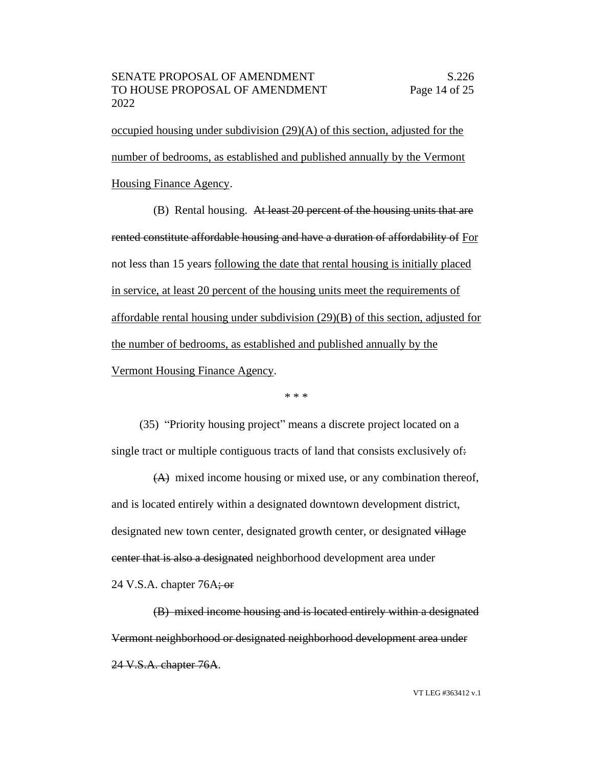occupied housing under subdivision (29)(A) of this section, adjusted for the number of bedrooms, as established and published annually by the Vermont Housing Finance Agency.

(B) Rental housing. ~~At least 20 percent of the housing units that are rented constitute affordable housing and have a duration of affordability of~~ For not less than 15 years following the date that rental housing is initially placed in service, at least 20 percent of the housing units meet the requirements of affordable rental housing under subdivision (29)(B) of this section, adjusted for the number of bedrooms, as established and published annually by the Vermont Housing Finance Agency.

\* \* \*

(35) "Priority housing project" means a discrete project located on a single tract or multiple contiguous tracts of land that consists exclusively of~~:~~

~~(A)~~ mixed income housing or mixed use, or any combination thereof, and is located entirely within a designated downtown development district, designated new town center, designated growth center, or designated ~~village center that is also a designated~~ neighborhood development area under 24 V.S.A. chapter 76A~~; or~~

~~(B) mixed income housing and is located entirely within a designated Vermont neighborhood or designated neighborhood development area under 24 V.S.A. chapter 76A~~.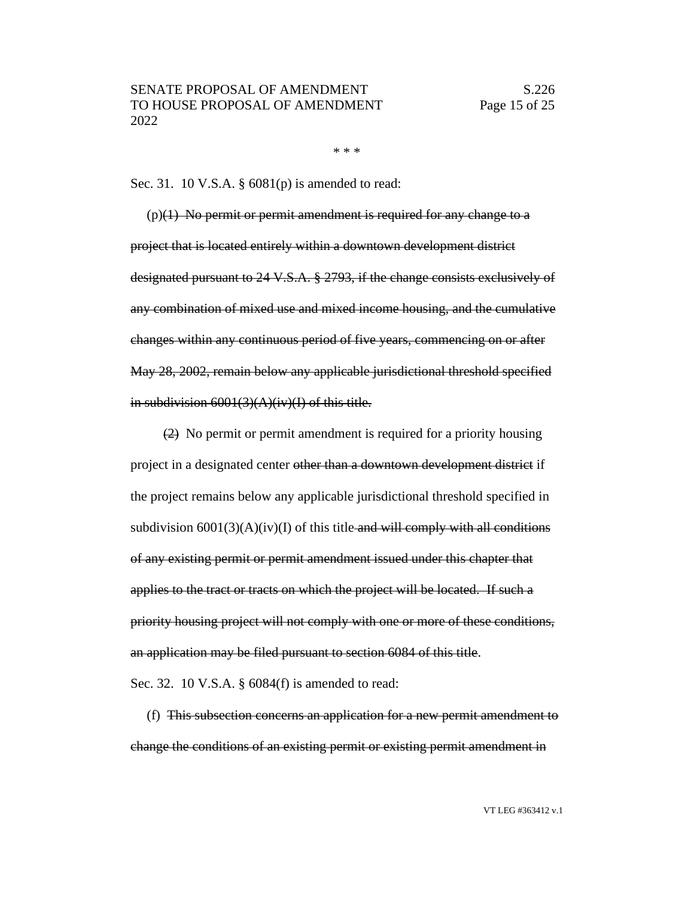\* \* \*

Sec. 31. 10 V.S.A. § 6081(p) is amended to read:

(p)~~(1) No permit or permit amendment is required for any change to a project that is located entirely within a downtown development district designated pursuant to 24 V.S.A. § 2793, if the change consists exclusively of any combination of mixed use and mixed income housing, and the cumulative changes within any continuous period of five years, commencing on or after May 28, 2002, remain below any applicable jurisdictional threshold specified in subdivision 6001(3)(A)(iv)(I) of this title.~~

~~(2)~~ No permit or permit amendment is required for a priority housing project in a designated center ~~other than a downtown development district~~ if the project remains below any applicable jurisdictional threshold specified in subdivision 6001(3)(A)(iv)(I) of this title ~~and will comply with all conditions of any existing permit or permit amendment issued under this chapter that applies to the tract or tracts on which the project will be located. If such a priority housing project will not comply with one or more of these conditions, an application may be filed pursuant to section 6084 of this title~~.

Sec. 32. 10 V.S.A. § 6084(f) is amended to read:

(f) ~~This subsection concerns an application for a new permit amendment to change the conditions of an existing permit or existing permit amendment in~~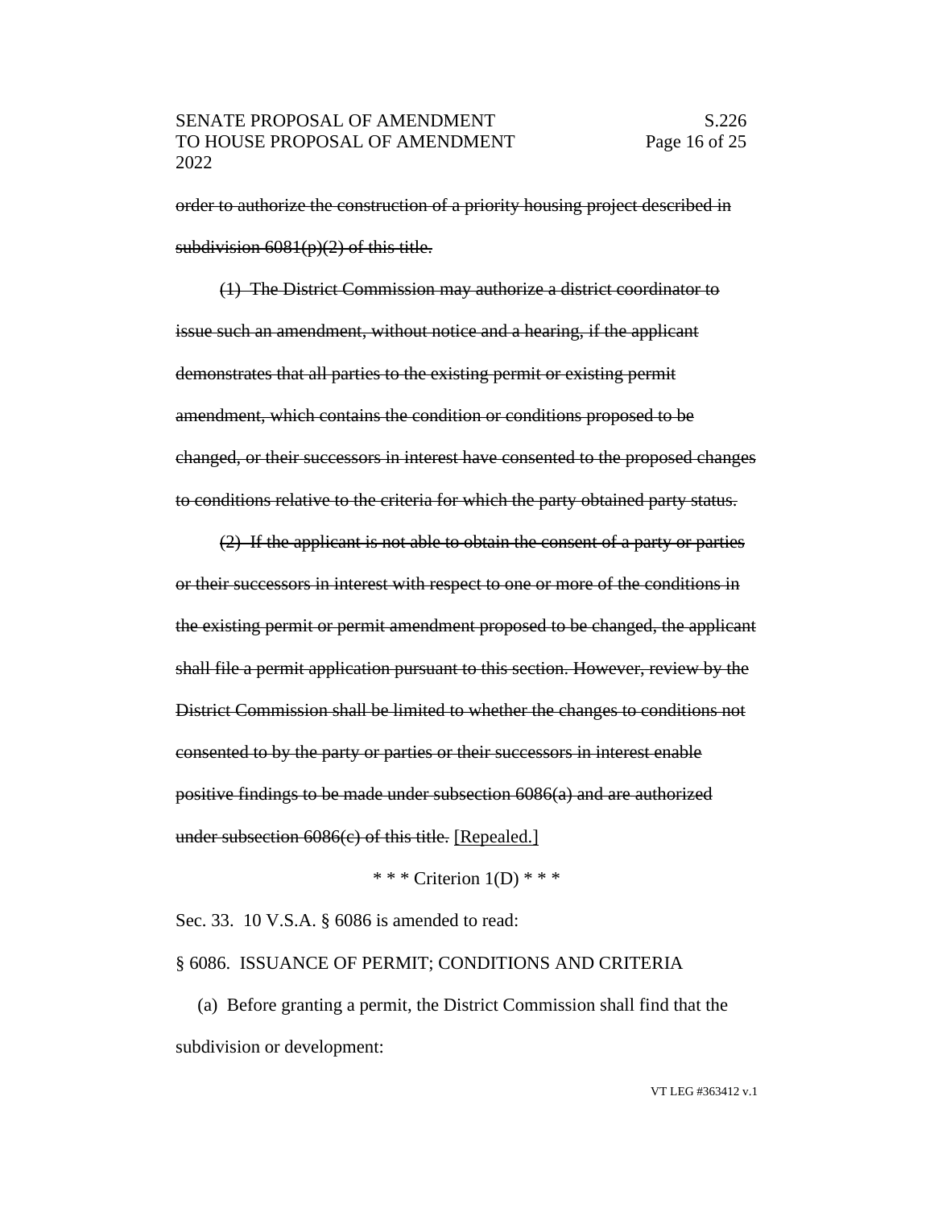~~order to authorize the construction of a priority housing project described in subdivision 6081(p)(2) of this title.~~

~~(1) The District Commission may authorize a district coordinator to issue such an amendment, without notice and a hearing, if the applicant demonstrates that all parties to the existing permit or existing permit amendment, which contains the condition or conditions proposed to be changed, or their successors in interest have consented to the proposed changes to conditions relative to the criteria for which the party obtained party status.~~

~~(2) If the applicant is not able to obtain the consent of a party or parties or their successors in interest with respect to one or more of the conditions in the existing permit or permit amendment proposed to be changed, the applicant shall file a permit application pursuant to this section. However, review by the District Commission shall be limited to whether the changes to conditions not consented to by the party or parties or their successors in interest enable positive findings to be made under subsection 6086(a) and are authorized under subsection 6086(c) of this title.~~ <u>[Repealed.]</u>

\* \* \* Criterion 1(D) \* \* \*

Sec. 33. 10 V.S.A. § 6086 is amended to read:

§ 6086. ISSUANCE OF PERMIT; CONDITIONS AND CRITERIA

(a) Before granting a permit, the District Commission shall find that the subdivision or development: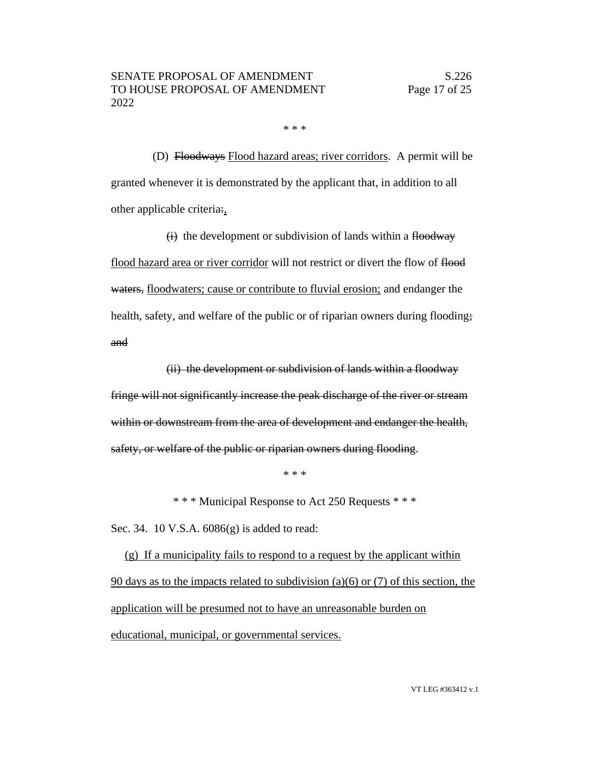\* \* \*

(D) ~~Floodways~~ <u>Flood hazard areas; river corridors</u>. A permit will be granted whenever it is demonstrated by the applicant that, in addition to all other applicable criteria~~:~~<u>,</u>

~~(i)~~ the development or subdivision of lands within a ~~floodway~~ <u>flood hazard area or river corridor</u> will not restrict or divert the flow of ~~flood waters,~~ <u>floodwaters; cause or contribute to fluvial erosion;</u> and endanger the health, safety, and welfare of the public or of riparian owners during flooding~~; and~~

~~(ii) the development or subdivision of lands within a floodway fringe will not significantly increase the peak discharge of the river or stream within or downstream from the area of development and endanger the health, safety, or welfare of the public or riparian owners during flooding~~.

\* \* \*

\* \* \* Municipal Response to Act 250 Requests \* \* \*

Sec. 34. 10 V.S.A. 6086(g) is added to read:

<u>(g) If a municipality fails to respond to a request by the applicant within 90 days as to the impacts related to subdivision (a)(6) or (7) of this section, the application will be presumed not to have an unreasonable burden on educational, municipal, or governmental services.</u>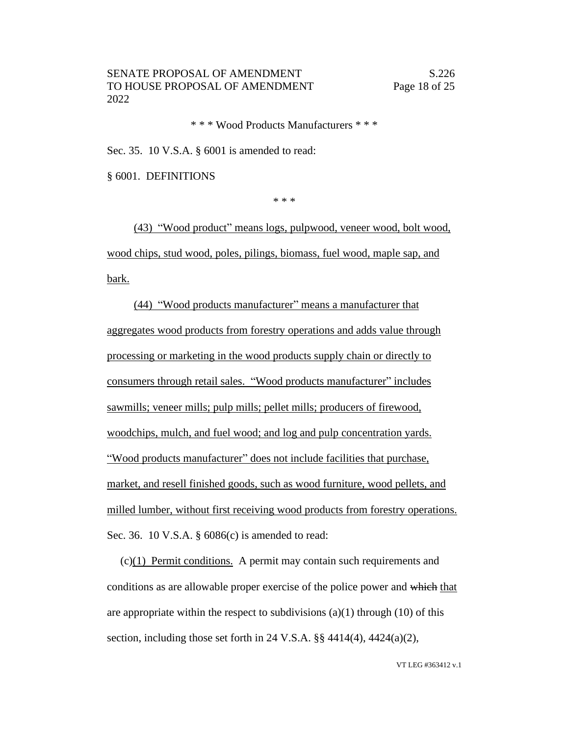\* \* \* Wood Products Manufacturers \* \* \*

Sec. 35. 10 V.S.A. § 6001 is amended to read:

§ 6001. DEFINITIONS

\* \* \*

(43) "Wood product" means logs, pulpwood, veneer wood, bolt wood, wood chips, stud wood, poles, pilings, biomass, fuel wood, maple sap, and bark.

(44) "Wood products manufacturer" means a manufacturer that aggregates wood products from forestry operations and adds value through processing or marketing in the wood products supply chain or directly to consumers through retail sales. "Wood products manufacturer" includes sawmills; veneer mills; pulp mills; pellet mills; producers of firewood, woodchips, mulch, and fuel wood; and log and pulp concentration yards. "Wood products manufacturer" does not include facilities that purchase, market, and resell finished goods, such as wood furniture, wood pellets, and milled lumber, without first receiving wood products from forestry operations.

Sec. 36. 10 V.S.A. § 6086(c) is amended to read:

(c)(1) Permit conditions. A permit may contain such requirements and conditions as are allowable proper exercise of the police power and ~~which~~ that are appropriate within the respect to subdivisions (a)(1) through (10) of this section, including those set forth in 24 V.S.A. §§ 4414(4), 4424(a)(2),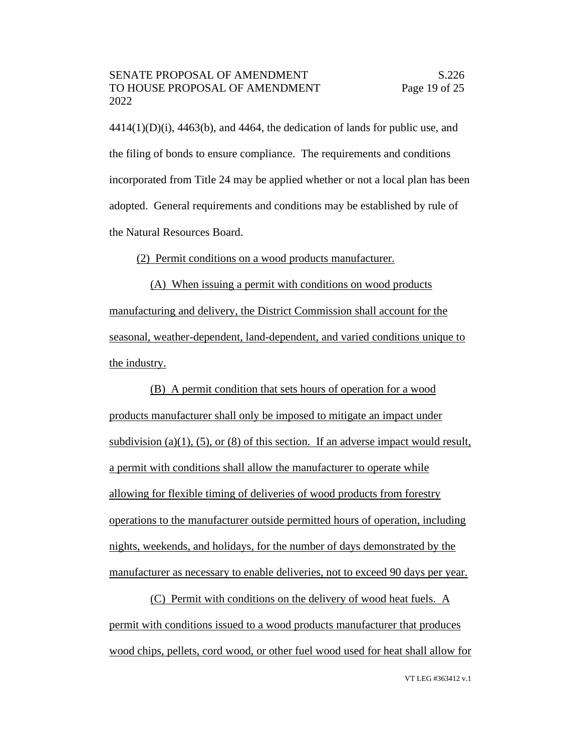4414(1)(D)(i), 4463(b), and 4464, the dedication of lands for public use, and the filing of bonds to ensure compliance. The requirements and conditions incorporated from Title 24 may be applied whether or not a local plan has been adopted. General requirements and conditions may be established by rule of the Natural Resources Board.

(2) Permit conditions on a wood products manufacturer.

(A) When issuing a permit with conditions on wood products manufacturing and delivery, the District Commission shall account for the seasonal, weather-dependent, land-dependent, and varied conditions unique to the industry.

(B) A permit condition that sets hours of operation for a wood products manufacturer shall only be imposed to mitigate an impact under subdivision (a)(1), (5), or (8) of this section. If an adverse impact would result, a permit with conditions shall allow the manufacturer to operate while allowing for flexible timing of deliveries of wood products from forestry operations to the manufacturer outside permitted hours of operation, including nights, weekends, and holidays, for the number of days demonstrated by the manufacturer as necessary to enable deliveries, not to exceed 90 days per year.

(C) Permit with conditions on the delivery of wood heat fuels. A permit with conditions issued to a wood products manufacturer that produces wood chips, pellets, cord wood, or other fuel wood used for heat shall allow for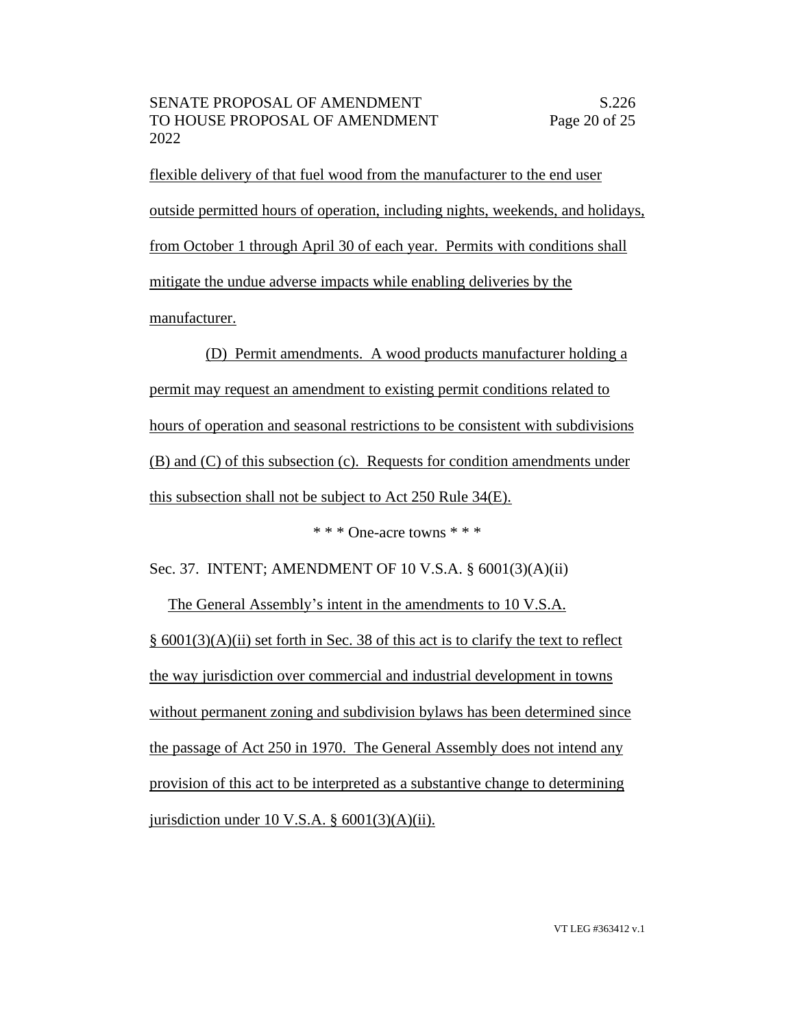flexible delivery of that fuel wood from the manufacturer to the end user outside permitted hours of operation, including nights, weekends, and holidays, from October 1 through April 30 of each year. Permits with conditions shall mitigate the undue adverse impacts while enabling deliveries by the manufacturer.

(D) Permit amendments. A wood products manufacturer holding a permit may request an amendment to existing permit conditions related to hours of operation and seasonal restrictions to be consistent with subdivisions (B) and (C) of this subsection (c). Requests for condition amendments under this subsection shall not be subject to Act 250 Rule 34(E).

\* \* \* One-acre towns \* \* \*

Sec. 37. INTENT; AMENDMENT OF 10 V.S.A. § 6001(3)(A)(ii)

The General Assembly's intent in the amendments to 10 V.S.A. § 6001(3)(A)(ii) set forth in Sec. 38 of this act is to clarify the text to reflect the way jurisdiction over commercial and industrial development in towns without permanent zoning and subdivision bylaws has been determined since the passage of Act 250 in 1970. The General Assembly does not intend any provision of this act to be interpreted as a substantive change to determining jurisdiction under 10 V.S.A. § 6001(3)(A)(ii).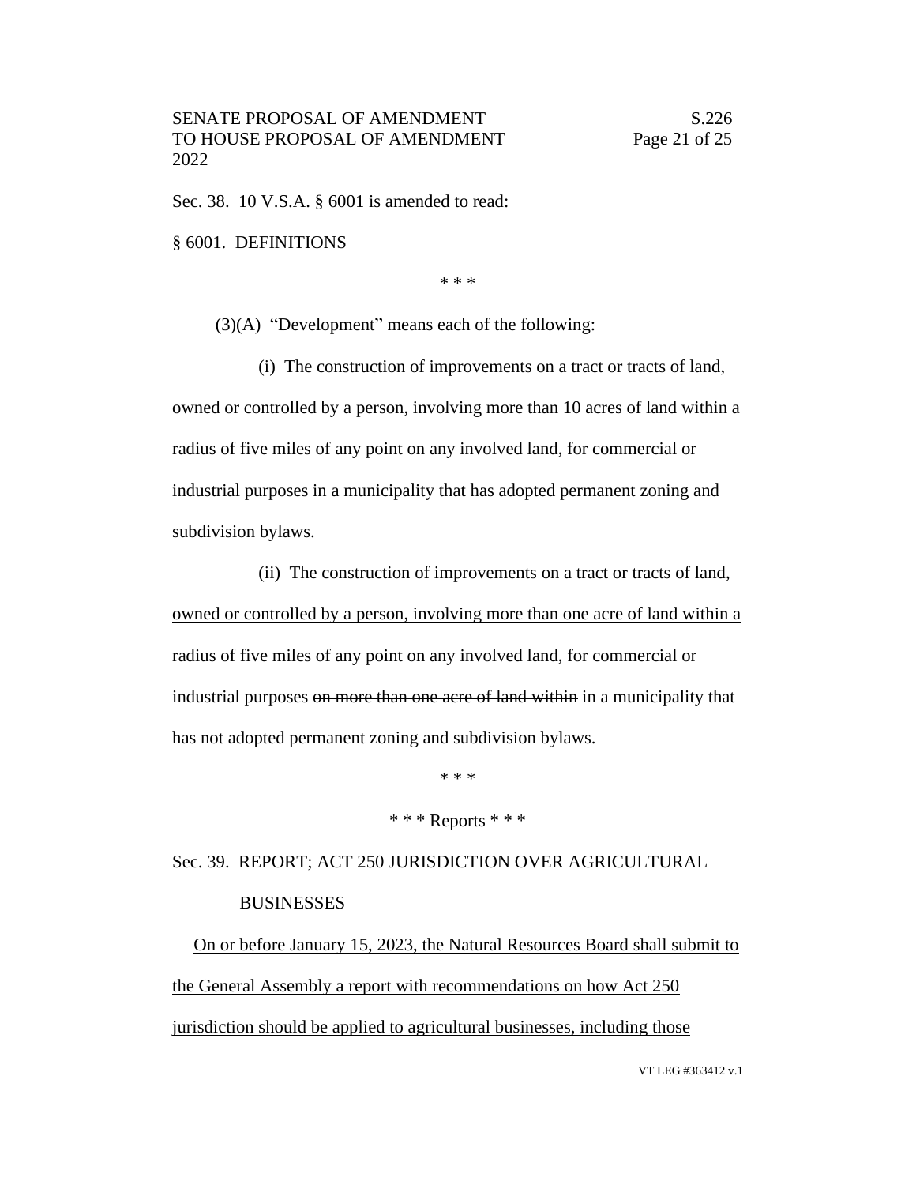Sec. 38. 10 V.S.A. § 6001 is amended to read:

§ 6001. DEFINITIONS

\* \* \*

(3)(A) "Development" means each of the following:

(i) The construction of improvements on a tract or tracts of land, owned or controlled by a person, involving more than 10 acres of land within a radius of five miles of any point on any involved land, for commercial or industrial purposes in a municipality that has adopted permanent zoning and subdivision bylaws.

(ii) The construction of improvements <u>on a tract or tracts of land, owned or controlled by a person, involving more than one acre of land within a radius of five miles of any point on any involved land,</u> for commercial or industrial purposes ~~on more than one acre of land within~~ <u>in</u> a municipality that has not adopted permanent zoning and subdivision bylaws.

\* \* \*

\* \* \* Reports \* \* \*

Sec. 39. REPORT; ACT 250 JURISDICTION OVER AGRICULTURAL BUSINESSES

<u>On or before January 15, 2023, the Natural Resources Board shall submit to the General Assembly a report with recommendations on how Act 250 jurisdiction should be applied to agricultural businesses, including those</u>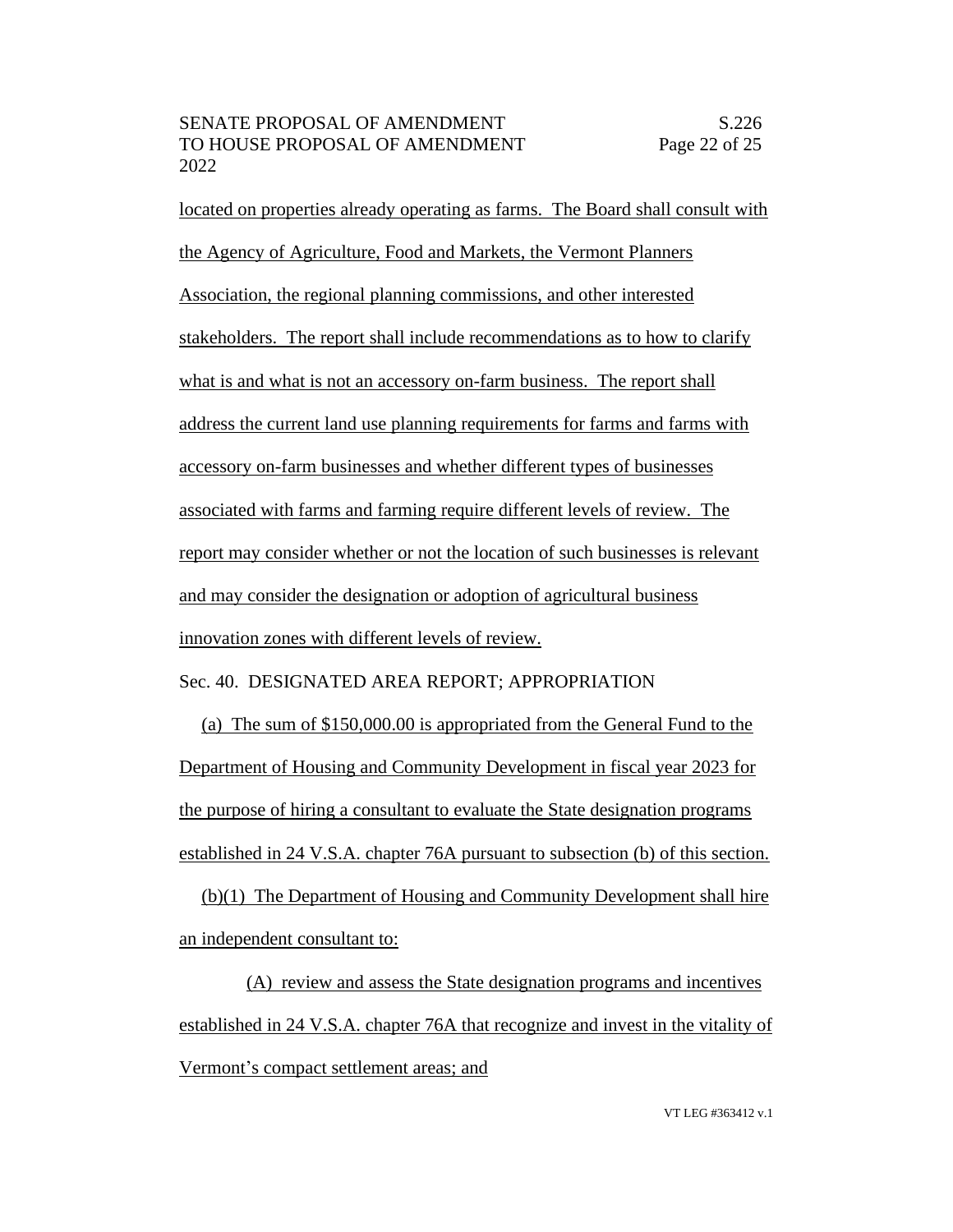located on properties already operating as farms. The Board shall consult with the Agency of Agriculture, Food and Markets, the Vermont Planners Association, the regional planning commissions, and other interested stakeholders. The report shall include recommendations as to how to clarify what is and what is not an accessory on-farm business. The report shall address the current land use planning requirements for farms and farms with accessory on-farm businesses and whether different types of businesses associated with farms and farming require different levels of review. The report may consider whether or not the location of such businesses is relevant and may consider the designation or adoption of agricultural business innovation zones with different levels of review.

Sec. 40. DESIGNATED AREA REPORT; APPROPRIATION

(a) The sum of $150,000.00 is appropriated from the General Fund to the Department of Housing and Community Development in fiscal year 2023 for the purpose of hiring a consultant to evaluate the State designation programs established in 24 V.S.A. chapter 76A pursuant to subsection (b) of this section.

(b)(1) The Department of Housing and Community Development shall hire an independent consultant to:

(A) review and assess the State designation programs and incentives established in 24 V.S.A. chapter 76A that recognize and invest in the vitality of Vermont's compact settlement areas; and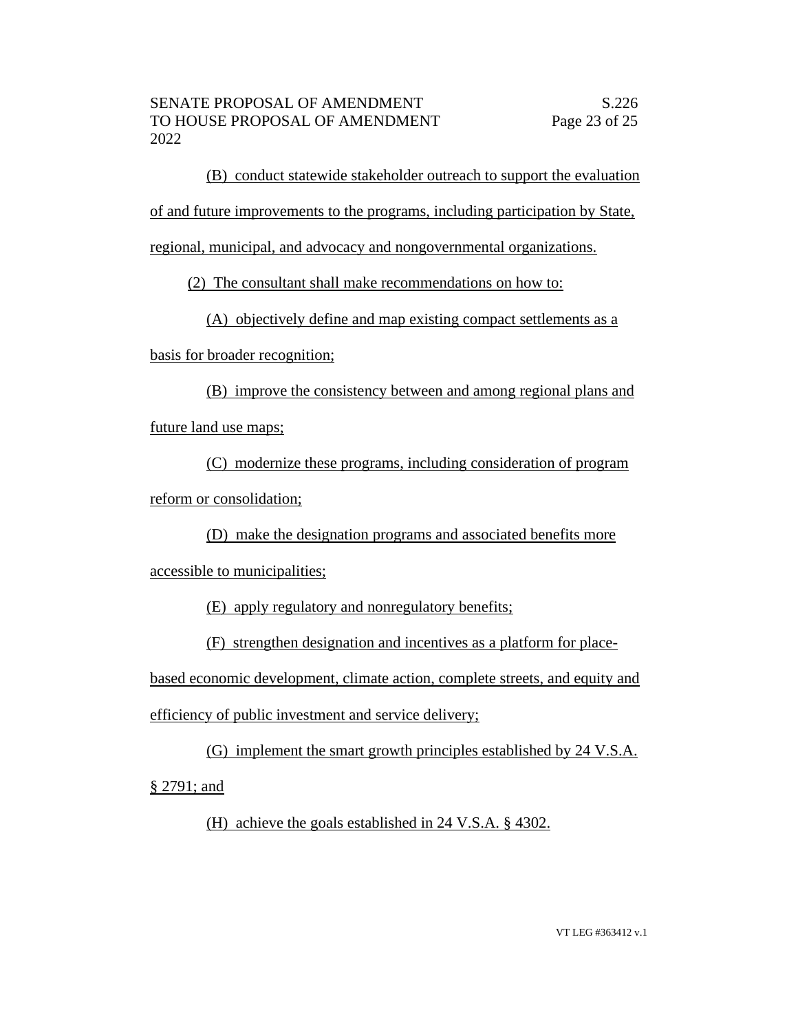(B) conduct statewide stakeholder outreach to support the evaluation of and future improvements to the programs, including participation by State, regional, municipal, and advocacy and nongovernmental organizations.

(2) The consultant shall make recommendations on how to:

(A) objectively define and map existing compact settlements as a basis for broader recognition;

(B) improve the consistency between and among regional plans and future land use maps;

(C) modernize these programs, including consideration of program reform or consolidation;

(D) make the designation programs and associated benefits more accessible to municipalities;

(E) apply regulatory and nonregulatory benefits;

(F) strengthen designation and incentives as a platform for place-based economic development, climate action, complete streets, and equity and efficiency of public investment and service delivery;

(G) implement the smart growth principles established by 24 V.S.A. § 2791; and

(H) achieve the goals established in 24 V.S.A. § 4302.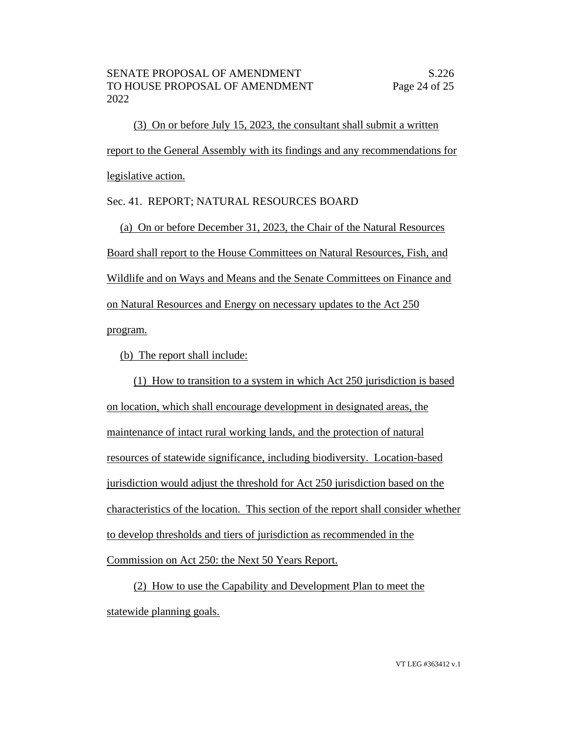(3) On or before July 15, 2023, the consultant shall submit a written report to the General Assembly with its findings and any recommendations for legislative action.

Sec. 41. REPORT; NATURAL RESOURCES BOARD

(a) On or before December 31, 2023, the Chair of the Natural Resources Board shall report to the House Committees on Natural Resources, Fish, and Wildlife and on Ways and Means and the Senate Committees on Finance and on Natural Resources and Energy on necessary updates to the Act 250 program.

(b) The report shall include:

(1) How to transition to a system in which Act 250 jurisdiction is based on location, which shall encourage development in designated areas, the maintenance of intact rural working lands, and the protection of natural resources of statewide significance, including biodiversity. Location-based jurisdiction would adjust the threshold for Act 250 jurisdiction based on the characteristics of the location. This section of the report shall consider whether to develop thresholds and tiers of jurisdiction as recommended in the Commission on Act 250: the Next 50 Years Report.

(2) How to use the Capability and Development Plan to meet the statewide planning goals.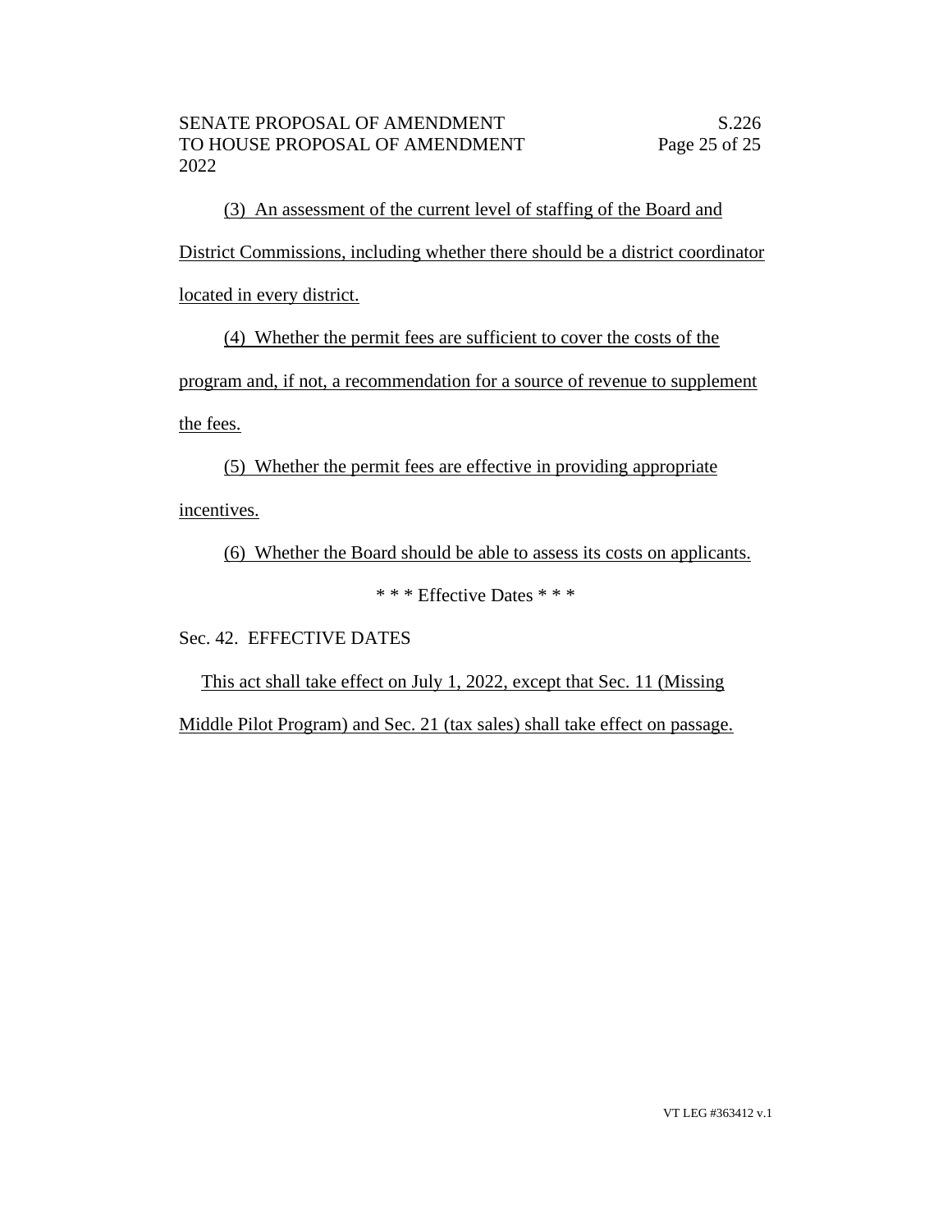(3) An assessment of the current level of staffing of the Board and District Commissions, including whether there should be a district coordinator located in every district.

(4) Whether the permit fees are sufficient to cover the costs of the program and, if not, a recommendation for a source of revenue to supplement the fees.

(5) Whether the permit fees are effective in providing appropriate incentives.

(6) Whether the Board should be able to assess its costs on applicants.

\* \* \* Effective Dates \* \* \*

Sec. 42. EFFECTIVE DATES

This act shall take effect on July 1, 2022, except that Sec. 11 (Missing Middle Pilot Program) and Sec. 21 (tax sales) shall take effect on passage.

VT LEG #363412 v.1